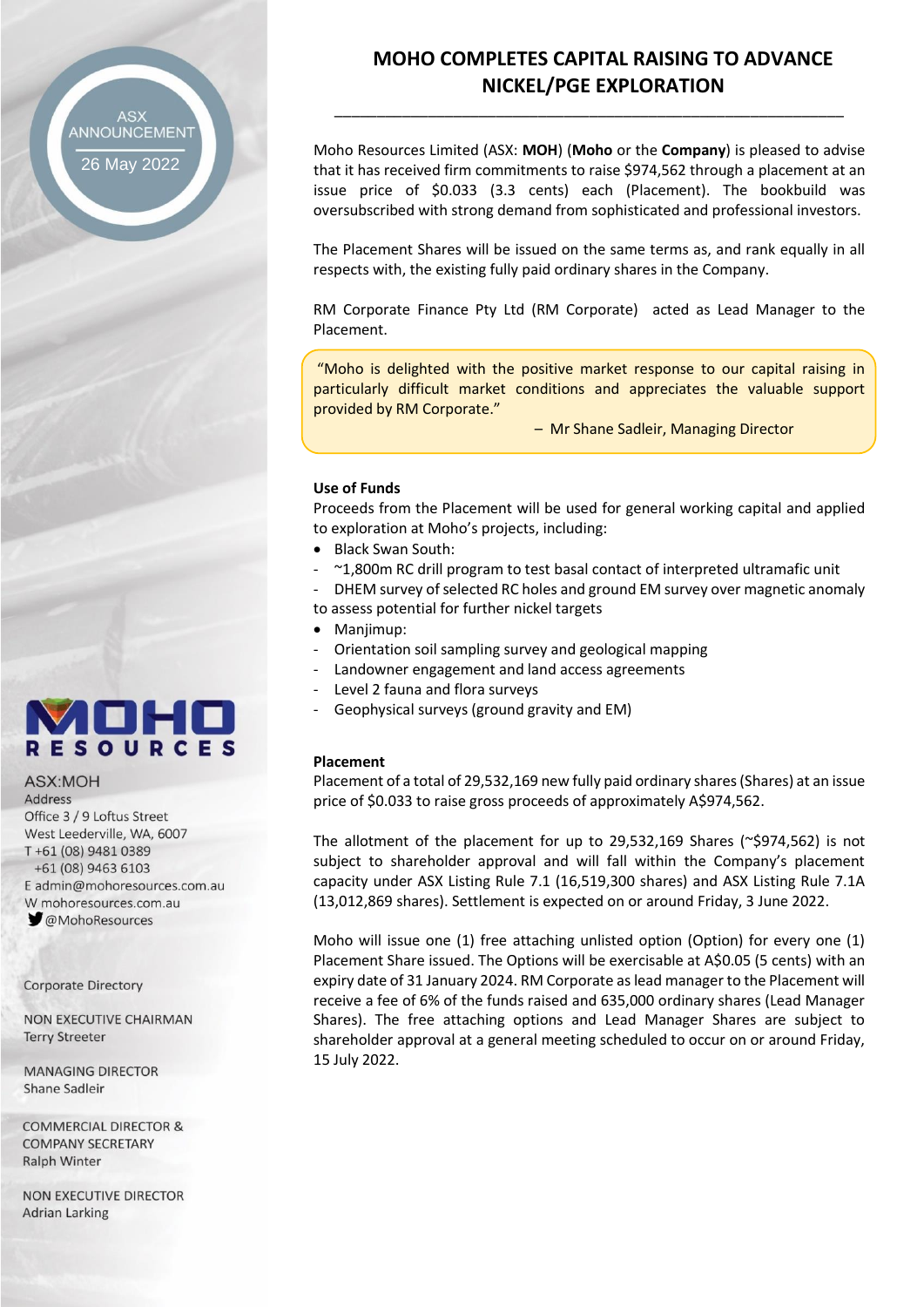ASX ANNOUNCEMENT

26 May 2022

# MOHO COMPLETES CAPITAL RAISING TO ADVANCE NICKEL/PGE EXPLORATION

Moho Resources Limited (ASX: **MOH**) (**Moho** or the **Company**) is pleased to advise that it has received firm commitments to raise $974,562 through a placement at an issue price of $0.033 (3.3 cents) each (Placement). The bookbuild was oversubscribed with strong demand from sophisticated and professional investors.

The Placement Shares will be issued on the same terms as, and rank equally in all respects with, the existing fully paid ordinary shares in the Company.

RM Corporate Finance Pty Ltd (RM Corporate) acted as Lead Manager to the Placement.

"Moho is delighted with the positive market response to our capital raising in particularly difficult market conditions and appreciates the valuable support provided by RM Corporate."

– Mr Shane Sadleir, Managing Director

**Use of Funds**

Proceeds from the Placement will be used for general working capital and applied to exploration at Moho's projects, including:

- Black Swan South:
  - ~1,800m RC drill program to test basal contact of interpreted ultramafic unit
  - DHEM survey of selected RC holes and ground EM survey over magnetic anomaly to assess potential for further nickel targets
- Manjimup:
  - Orientation soil sampling survey and geological mapping
  - Landowner engagement and land access agreements
  - Level 2 fauna and flora surveys
  - Geophysical surveys (ground gravity and EM)

**Placement**

Placement of a total of 29,532,169 new fully paid ordinary shares (Shares) at an issue price of $0.033 to raise gross proceeds of approximately A$974,562.

The allotment of the placement for up to 29,532,169 Shares (~$974,562) is not subject to shareholder approval and will fall within the Company's placement capacity under ASX Listing Rule 7.1 (16,519,300 shares) and ASX Listing Rule 7.1A (13,012,869 shares). Settlement is expected on or around Friday, 3 June 2022.

Moho will issue one (1) free attaching unlisted option (Option) for every one (1) Placement Share issued. The Options will be exercisable at A$0.05 (5 cents) with an expiry date of 31 January 2024. RM Corporate as lead manager to the Placement will receive a fee of 6% of the funds raised and 635,000 ordinary shares (Lead Manager Shares). The free attaching options and Lead Manager Shares are subject to shareholder approval at a general meeting scheduled to occur on or around Friday, 15 July 2022.

MOHO RESOURCES

ASX:MOH

Address
Office 3 / 9 Loftus Street
West Leederville, WA, 6007
T +61 (08) 9481 0389
+61 (08) 9463 6103
E admin@mohoresources.com.au
W mohoresources.com.au
@MohoResources

Corporate Directory

NON EXECUTIVE CHAIRMAN
Terry Streeter

MANAGING DIRECTOR
Shane Sadleir

COMMERCIAL DIRECTOR & COMPANY SECRETARY
Ralph Winter

NON EXECUTIVE DIRECTOR
Adrian Larking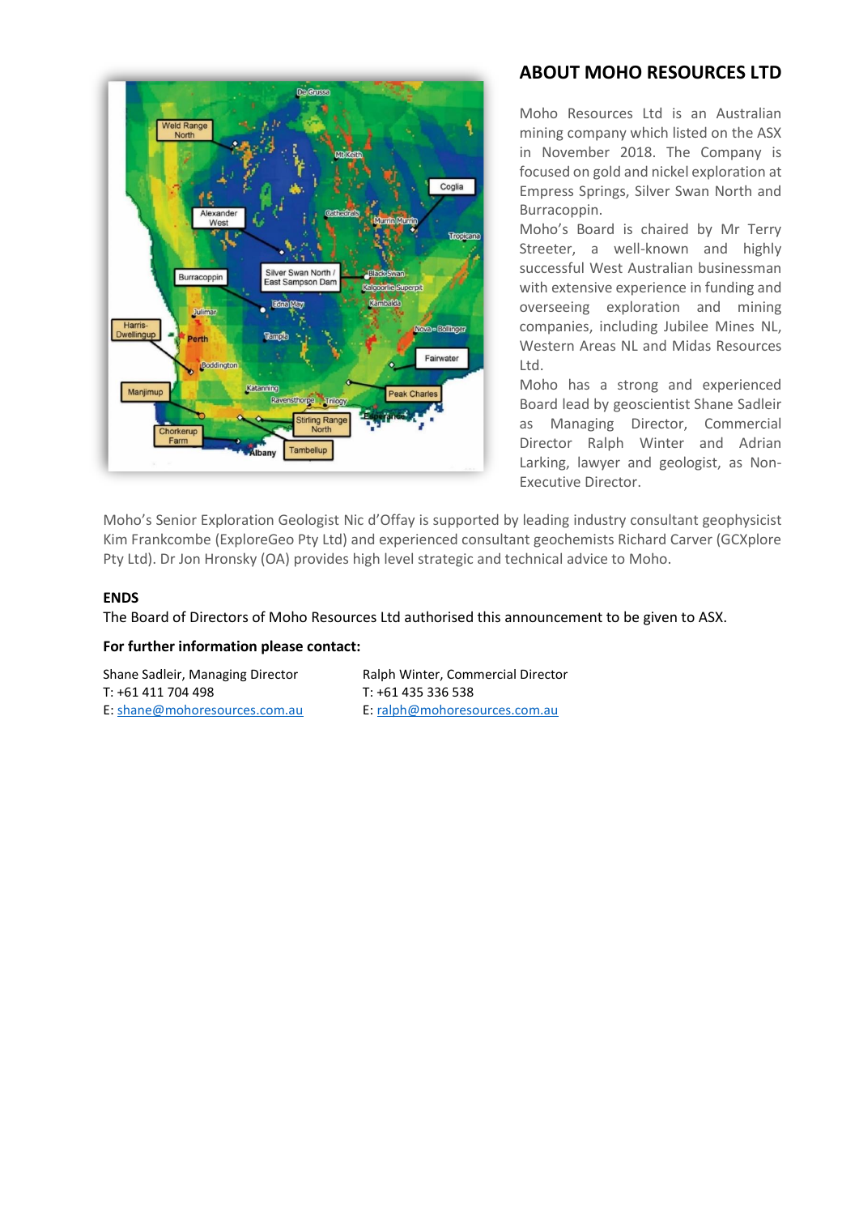De Grussa
Weld Range North
Mt Keith
Coglia
Alexander West
Cathedrals
Murrin Murrin
Tropicana
Burracoppin
Silver Swan North / East Sampson Dam
Black Swan
Kalgoorlie Superpit
Edna May
Kambalda
Julimar
Harris-Dwellingup
Perth
Tampia
Nova - Bollinger
Fairwater
Boddington
Manjimup
Katanning
Ravensthorpe
Trilogy
Peak Charles
Esperance
Stirling Range North
Chorkerup Farm
Albany
Tambellup

## ABOUT MOHO RESOURCES LTD

Moho Resources Ltd is an Australian mining company which listed on the ASX in November 2018. The Company is focused on gold and nickel exploration at Empress Springs, Silver Swan North and Burracoppin.

Moho's Board is chaired by Mr Terry Streeter, a well-known and highly successful West Australian businessman with extensive experience in funding and overseeing exploration and mining companies, including Jubilee Mines NL, Western Areas NL and Midas Resources Ltd.

Moho has a strong and experienced Board lead by geoscientist Shane Sadleir as Managing Director, Commercial Director Ralph Winter and Adrian Larking, lawyer and geologist, as Non-Executive Director.

Moho's Senior Exploration Geologist Nic d'Offay is supported by leading industry consultant geophysicist Kim Frankcombe (ExploreGeo Pty Ltd) and experienced consultant geochemists Richard Carver (GCXplore Pty Ltd). Dr Jon Hronsky (OA) provides high level strategic and technical advice to Moho.

**ENDS**

The Board of Directors of Moho Resources Ltd authorised this announcement to be given to ASX.

**For further information please contact:**

Shane Sadleir, Managing Director
T: +61 411 704 498
E: shane@mohoresources.com.au

Ralph Winter, Commercial Director
T: +61 435 336 538
E: ralph@mohoresources.com.au